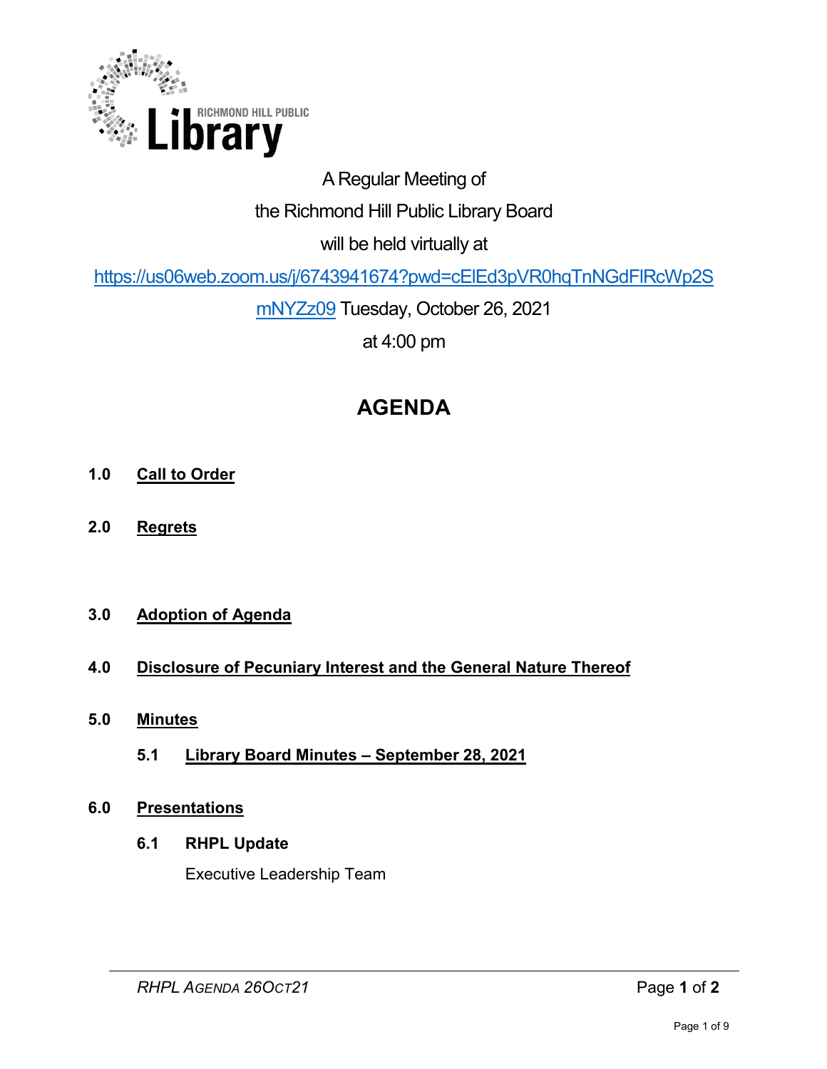RICHMOND HILL PUBLIC **Library**

A Regular Meeting of

the Richmond Hill Public Library Board

will be held virtually at

https://us06web.zoom.us/j/6743941674?pwd=cElEd3pVR0hqTnNGdFlRcWp2SmNYZz09 Tuesday, October 26, 2021

at 4:00 pm

# AGENDA

**1.0 Call to Order**

**2.0 Regrets**

**3.0 Adoption of Agenda**

**4.0 Disclosure of Pecuniary Interest and the General Nature Thereof**

**5.0 Minutes**

**5.1 Library Board Minutes – September 28, 2021**

**6.0 Presentations**

**6.1 RHPL Update**

Executive Leadership Team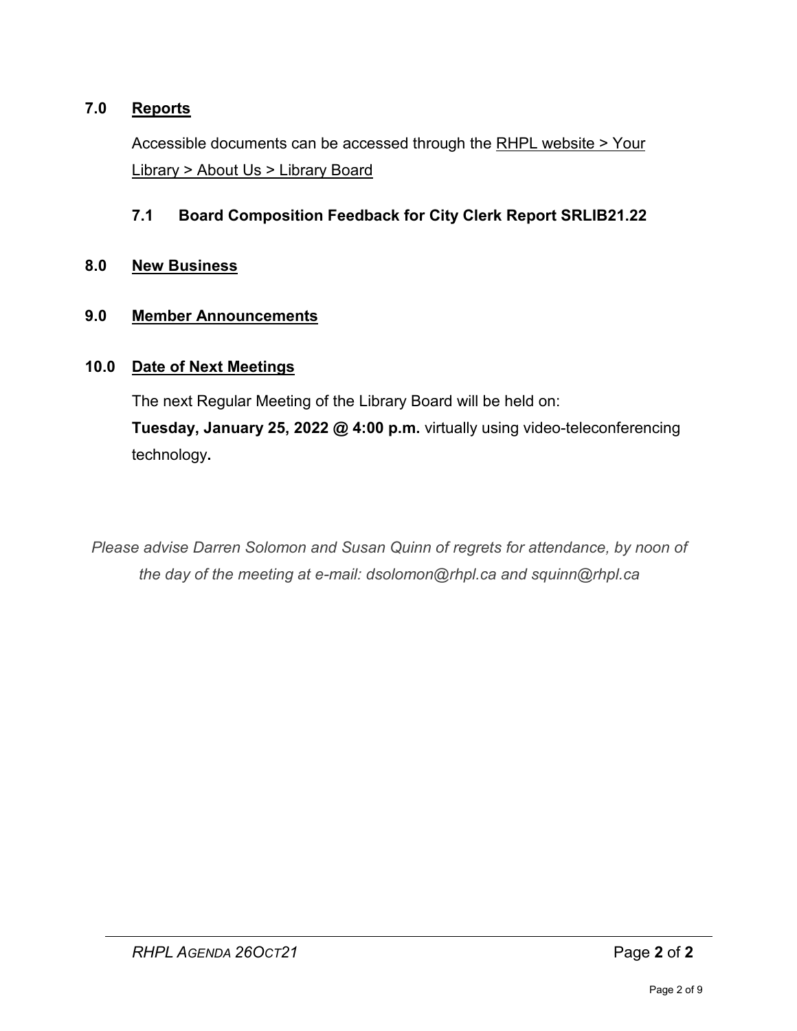## 7.0 Reports

Accessible documents can be accessed through the RHPL website > Your Library > About Us > Library Board

### 7.1 Board Composition Feedback for City Clerk Report SRLIB21.22

## 8.0 New Business

## 9.0 Member Announcements

## 10.0 Date of Next Meetings

The next Regular Meeting of the Library Board will be held on:
**Tuesday, January 25, 2022 @ 4:00 p.m.** virtually using video-teleconferencing technology**.**

*Please advise Darren Solomon and Susan Quinn of regrets for attendance, by noon of the day of the meeting at e-mail: dsolomon@rhpl.ca and squinn@rhpl.ca*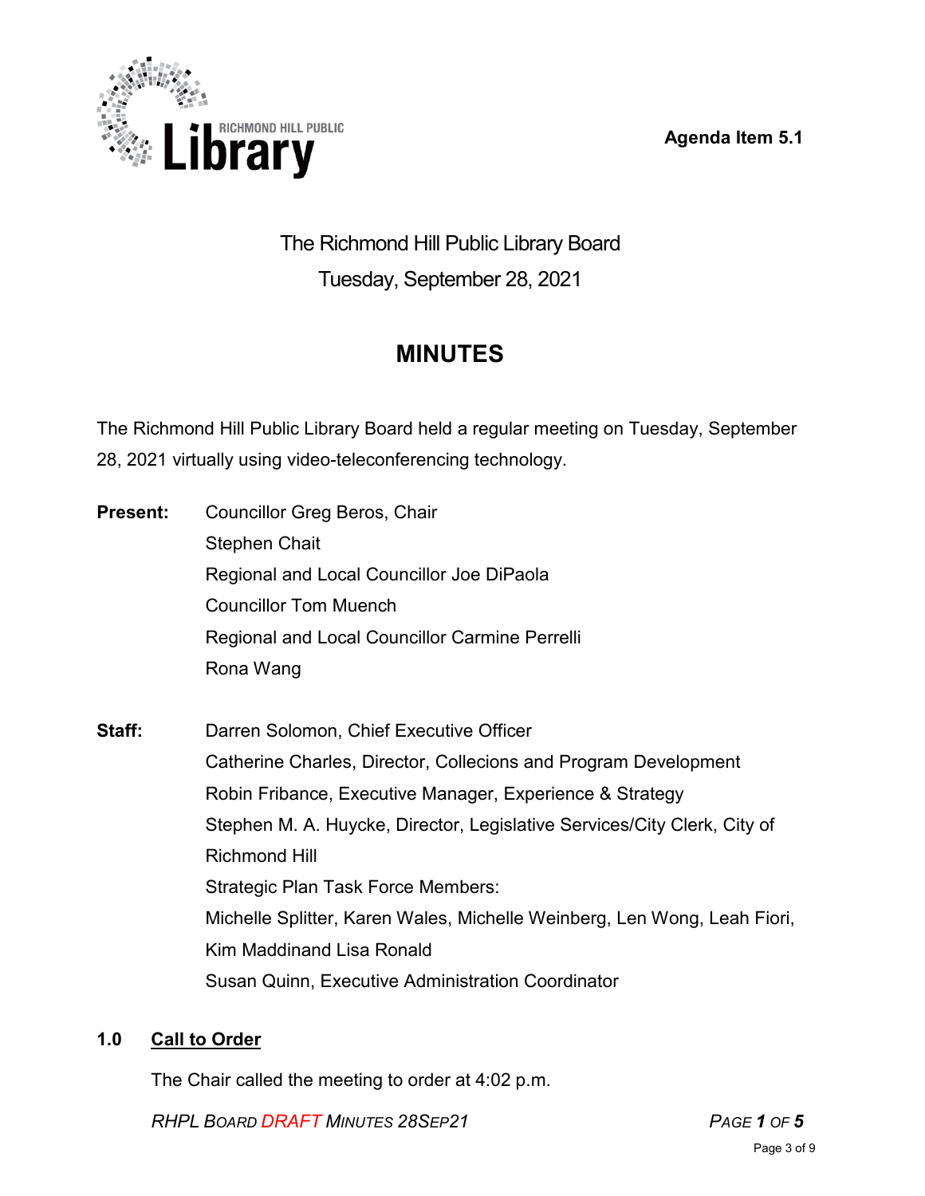Agenda Item 5.1

# The Richmond Hill Public Library Board
Tuesday, September 28, 2021

## MINUTES

The Richmond Hill Public Library Board held a regular meeting on Tuesday, September 28, 2021 virtually using video-teleconferencing technology.

**Present:**
Councillor Greg Beros, Chair
Stephen Chait
Regional and Local Councillor Joe DiPaola
Councillor Tom Muench
Regional and Local Councillor Carmine Perrelli
Rona Wang

**Staff:**
Darren Solomon, Chief Executive Officer
Catherine Charles, Director, Collecions and Program Development
Robin Fribance, Executive Manager, Experience & Strategy
Stephen M. A. Huycke, Director, Legislative Services/City Clerk, City of Richmond Hill
Strategic Plan Task Force Members:
Michelle Splitter, Karen Wales, Michelle Weinberg, Len Wong, Leah Fiori, Kim Maddinand Lisa Ronald
Susan Quinn, Executive Administration Coordinator

### 1.0 Call to Order

The Chair called the meeting to order at 4:02 p.m.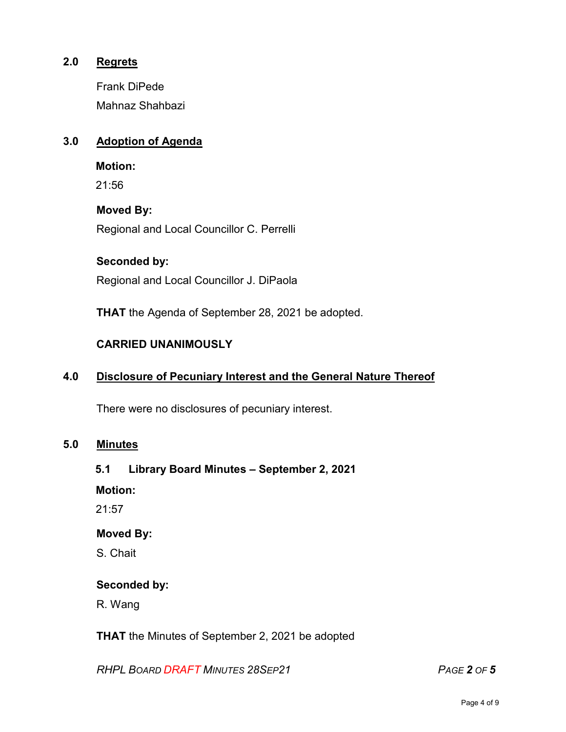## 2.0 Regrets

Frank DiPede

Mahnaz Shahbazi

## 3.0 Adoption of Agenda

**Motion:**

21:56

**Moved By:**

Regional and Local Councillor C. Perrelli

**Seconded by:**

Regional and Local Councillor J. DiPaola

**THAT** the Agenda of September 28, 2021 be adopted.

**CARRIED UNANIMOUSLY**

## 4.0 Disclosure of Pecuniary Interest and the General Nature Thereof

There were no disclosures of pecuniary interest.

## 5.0 Minutes

### 5.1 Library Board Minutes – September 2, 2021

**Motion:**

21:57

**Moved By:**

S. Chait

**Seconded by:**

R. Wang

**THAT** the Minutes of September 2, 2021 be adopted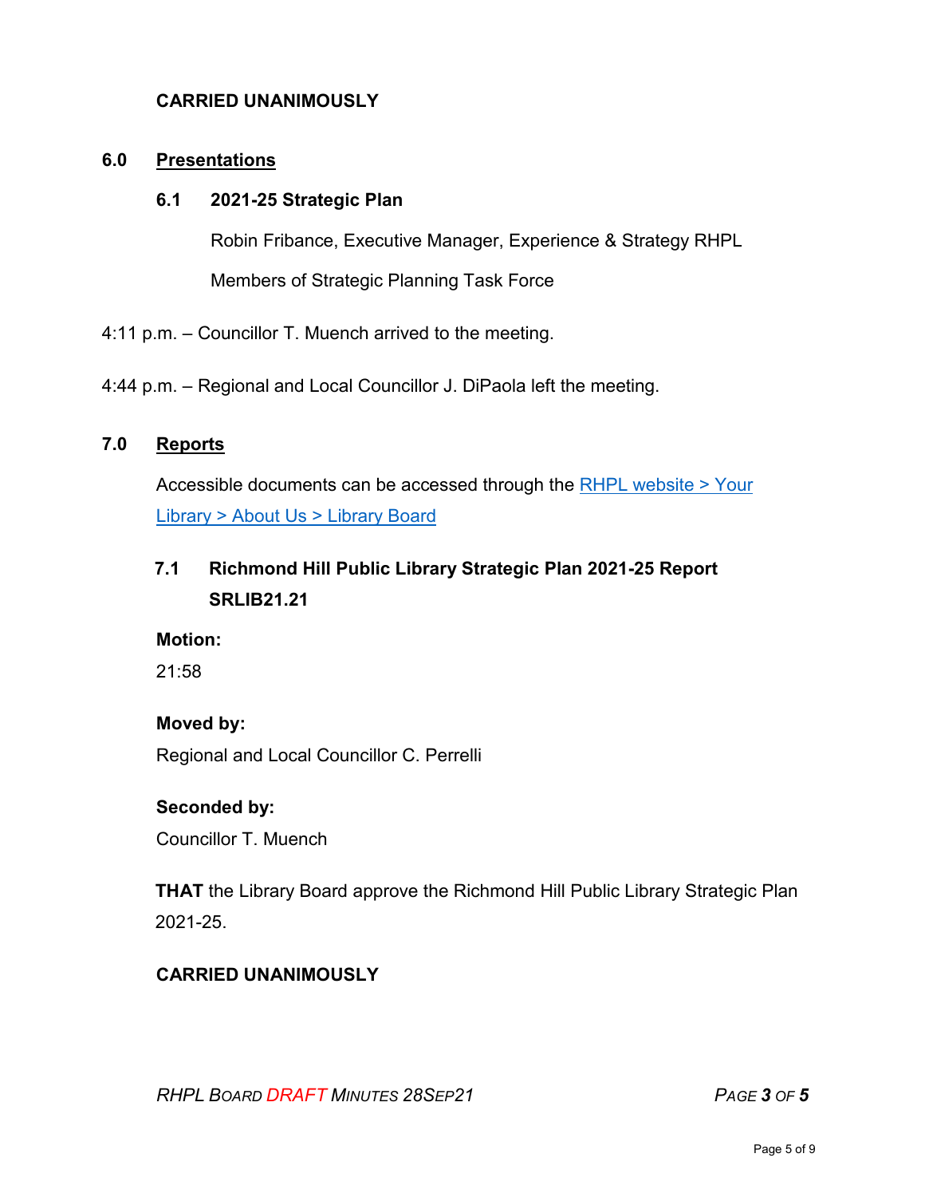**CARRIED UNANIMOUSLY**

## 6.0 Presentations

### 6.1 2021-25 Strategic Plan

Robin Fribance, Executive Manager, Experience & Strategy RHPL

Members of Strategic Planning Task Force

4:11 p.m. – Councillor T. Muench arrived to the meeting.

4:44 p.m. – Regional and Local Councillor J. DiPaola left the meeting.

## 7.0 Reports

Accessible documents can be accessed through the RHPL website > Your Library > About Us > Library Board

### 7.1 Richmond Hill Public Library Strategic Plan 2021-25 Report SRLIB21.21

**Motion:**
21:58

**Moved by:**
Regional and Local Councillor C. Perrelli

**Seconded by:**
Councillor T. Muench

**THAT** the Library Board approve the Richmond Hill Public Library Strategic Plan 2021-25.

**CARRIED UNANIMOUSLY**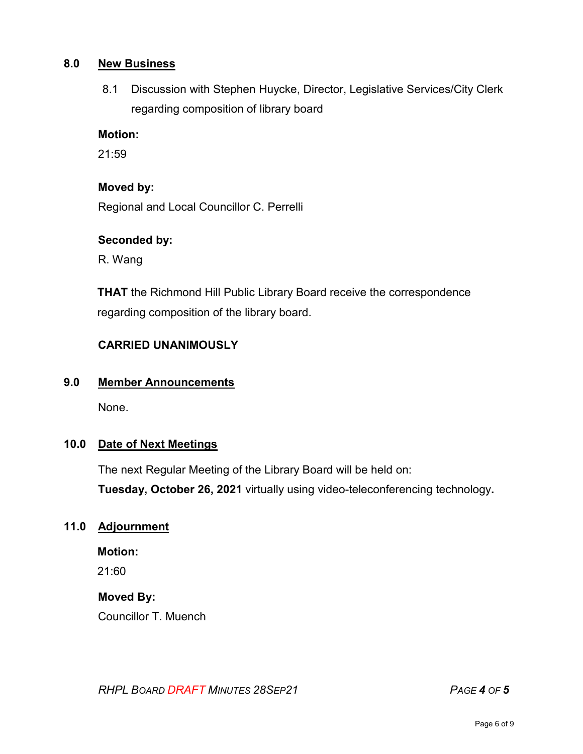## 8.0 New Business

8.1 Discussion with Stephen Huycke, Director, Legislative Services/City Clerk regarding composition of library board

**Motion:**

21:59

**Moved by:**

Regional and Local Councillor C. Perrelli

**Seconded by:**

R. Wang

**THAT** the Richmond Hill Public Library Board receive the correspondence regarding composition of the library board.

**CARRIED UNANIMOUSLY**

## 9.0 Member Announcements

None.

## 10.0 Date of Next Meetings

The next Regular Meeting of the Library Board will be held on:

**Tuesday, October 26, 2021** virtually using video-teleconferencing technology**.**

## 11.0 Adjournment

**Motion:**

21:60

**Moved By:**

Councillor T. Muench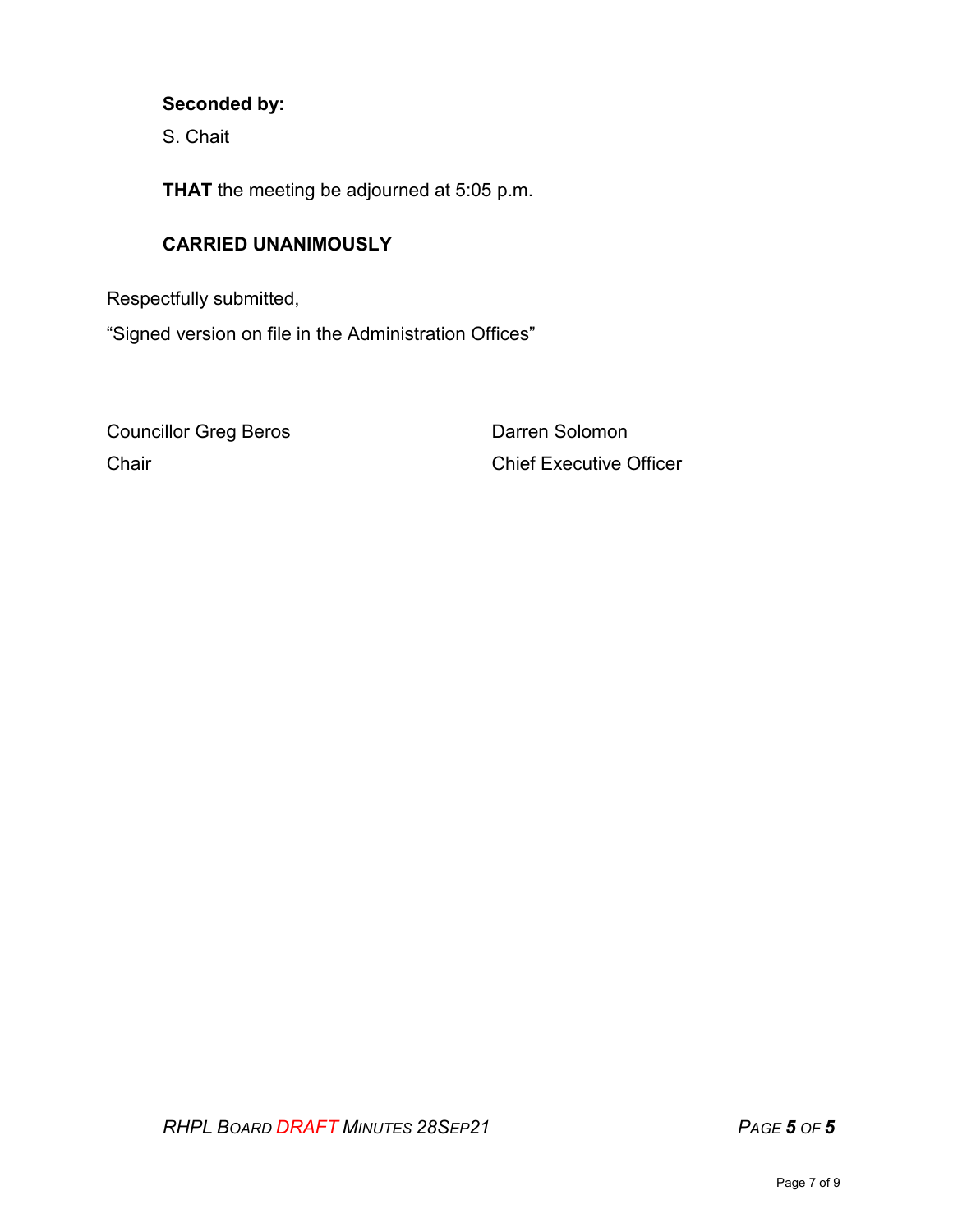**Seconded by:**

S. Chait

**THAT** the meeting be adjourned at 5:05 p.m.

**CARRIED UNANIMOUSLY**

Respectfully submitted,

“Signed version on file in the Administration Offices”

Councillor Greg Beros
Chair

Darren Solomon
Chief Executive Officer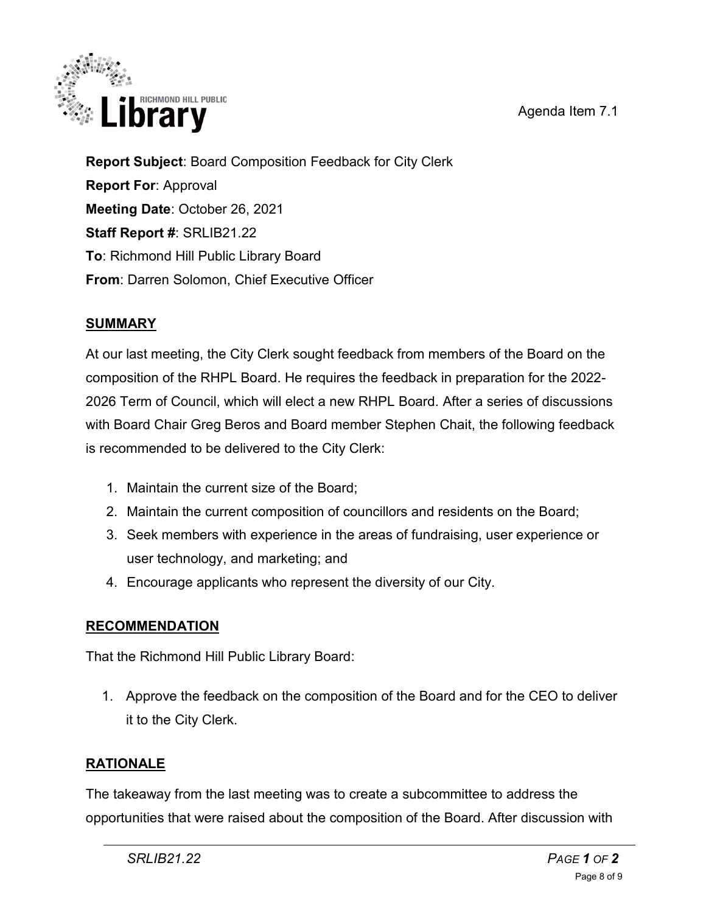Agenda Item 7.1

**Report Subject**: Board Composition Feedback for City Clerk
**Report For**: Approval
**Meeting Date**: October 26, 2021
**Staff Report #**: SRLIB21.22
**To**: Richmond Hill Public Library Board
**From**: Darren Solomon, Chief Executive Officer

## SUMMARY

At our last meeting, the City Clerk sought feedback from members of the Board on the composition of the RHPL Board. He requires the feedback in preparation for the 2022-2026 Term of Council, which will elect a new RHPL Board. After a series of discussions with Board Chair Greg Beros and Board member Stephen Chait, the following feedback is recommended to be delivered to the City Clerk:

1. Maintain the current size of the Board;
2. Maintain the current composition of councillors and residents on the Board;
3. Seek members with experience in the areas of fundraising, user experience or user technology, and marketing; and
4. Encourage applicants who represent the diversity of our City.

## RECOMMENDATION

That the Richmond Hill Public Library Board:

1. Approve the feedback on the composition of the Board and for the CEO to deliver it to the City Clerk.

## RATIONALE

The takeaway from the last meeting was to create a subcommittee to address the opportunities that were raised about the composition of the Board. After discussion with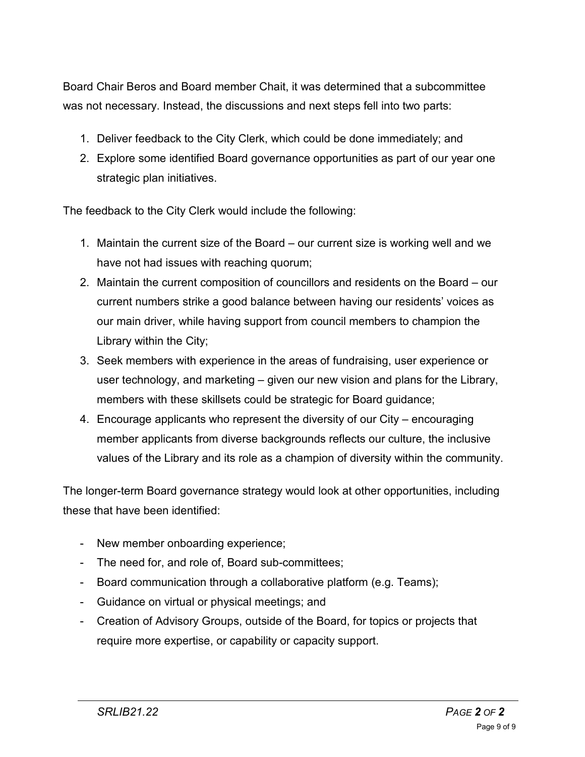Board Chair Beros and Board member Chait, it was determined that a subcommittee was not necessary. Instead, the discussions and next steps fell into two parts:

1. Deliver feedback to the City Clerk, which could be done immediately; and
2. Explore some identified Board governance opportunities as part of our year one strategic plan initiatives.

The feedback to the City Clerk would include the following:

1. Maintain the current size of the Board – our current size is working well and we have not had issues with reaching quorum;
2. Maintain the current composition of councillors and residents on the Board – our current numbers strike a good balance between having our residents' voices as our main driver, while having support from council members to champion the Library within the City;
3. Seek members with experience in the areas of fundraising, user experience or user technology, and marketing – given our new vision and plans for the Library, members with these skillsets could be strategic for Board guidance;
4. Encourage applicants who represent the diversity of our City – encouraging member applicants from diverse backgrounds reflects our culture, the inclusive values of the Library and its role as a champion of diversity within the community.

The longer-term Board governance strategy would look at other opportunities, including these that have been identified:

- New member onboarding experience;
- The need for, and role of, Board sub-committees;
- Board communication through a collaborative platform (e.g. Teams);
- Guidance on virtual or physical meetings; and
- Creation of Advisory Groups, outside of the Board, for topics or projects that require more expertise, or capability or capacity support.